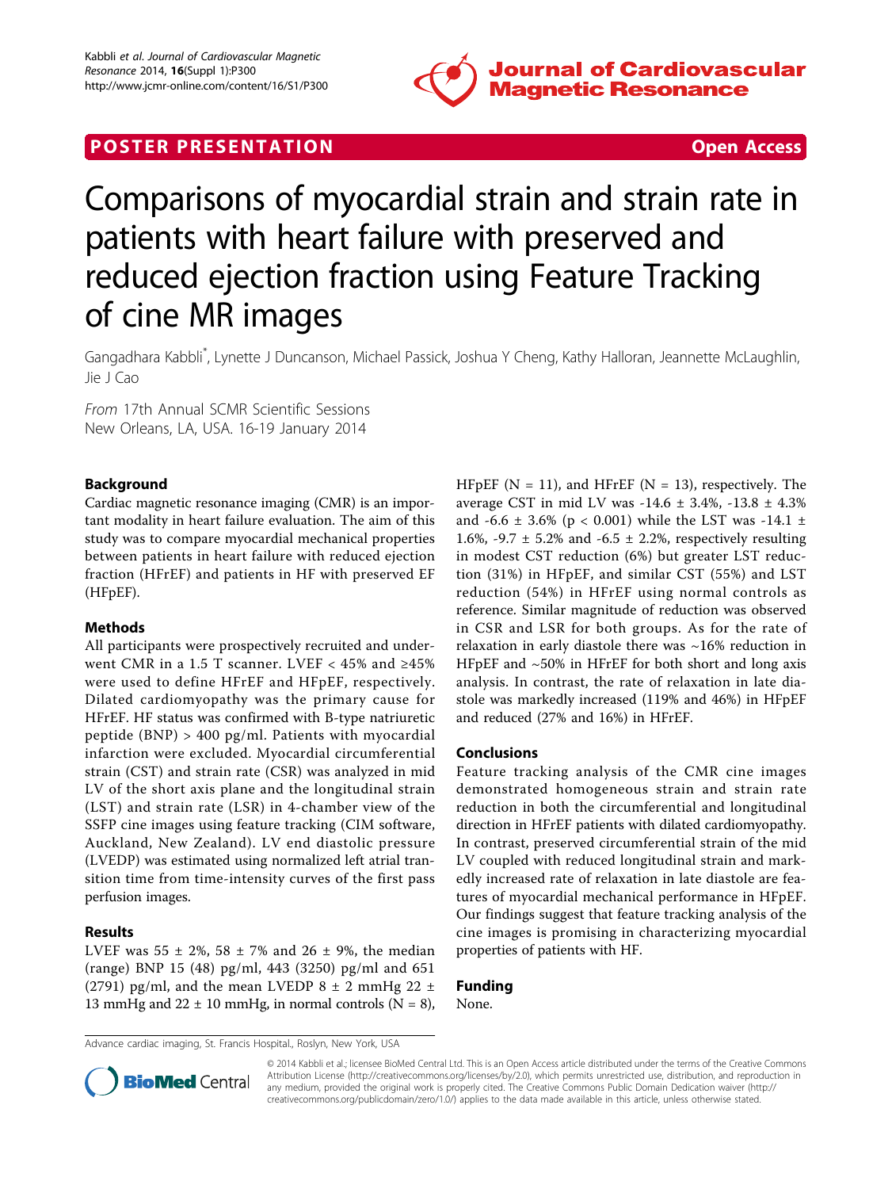POSTER PRESENTATION Open Access

# Comparisons of myocardial strain and strain rate in patients with heart failure with preserved and reduced ejection fraction using Feature Tracking of cine MR images

Gangadhara Kabbli*, Lynette J Duncanson, Michael Passick, Joshua Y Cheng, Kathy Halloran, Jeannette McLaughlin, Jie J Cao

*From* 17th Annual SCMR Scientific Sessions
New Orleans, LA, USA. 16-19 January 2014

## Background

Cardiac magnetic resonance imaging (CMR) is an important modality in heart failure evaluation. The aim of this study was to compare myocardial mechanical properties between patients in heart failure with reduced ejection fraction (HFrEF) and patients in HF with preserved EF (HFpEF).

## Methods

All participants were prospectively recruited and underwent CMR in a 1.5 T scanner. LVEF < 45% and ≥45% were used to define HFrEF and HFpEF, respectively. Dilated cardiomyopathy was the primary cause for HFrEF. HF status was confirmed with B-type natriuretic peptide (BNP) > 400 pg/ml. Patients with myocardial infarction were excluded. Myocardial circumferential strain (CST) and strain rate (CSR) was analyzed in mid LV of the short axis plane and the longitudinal strain (LST) and strain rate (LSR) in 4-chamber view of the SSFP cine images using feature tracking (CIM software, Auckland, New Zealand). LV end diastolic pressure (LVEDP) was estimated using normalized left atrial transition time from time-intensity curves of the first pass perfusion images.

## Results

LVEF was 55 ± 2%, 58 ± 7% and 26 ± 9%, the median (range) BNP 15 (48) pg/ml, 443 (3250) pg/ml and 651 (2791) pg/ml, and the mean LVEDP 8 ± 2 mmHg 22 ± 13 mmHg and 22 ± 10 mmHg, in normal controls (N = 8), HFpEF (N = 11), and HFrEF (N = 13), respectively. The average CST in mid LV was -14.6 ± 3.4%, -13.8 ± 4.3% and -6.6 ± 3.6% ($p < 0.001$) while the LST was -14.1 ± 1.6%, -9.7 ± 5.2% and -6.5 ± 2.2%, respectively resulting in modest CST reduction (6%) but greater LST reduction (31%) in HFpEF, and similar CST (55%) and LST reduction (54%) in HFrEF using normal controls as reference. Similar magnitude of reduction was observed in CSR and LSR for both groups. As for the rate of relaxation in early diastole there was ~16% reduction in HFpEF and ~50% in HFrEF for both short and long axis analysis. In contrast, the rate of relaxation in late diastole was markedly increased (119% and 46%) in HFpEF and reduced (27% and 16%) in HFrEF.

## Conclusions

Feature tracking analysis of the CMR cine images demonstrated homogeneous strain and strain rate reduction in both the circumferential and longitudinal direction in HFrEF patients with dilated cardiomyopathy. In contrast, preserved circumferential strain of the mid LV coupled with reduced longitudinal strain and markedly increased rate of relaxation in late diastole are features of myocardial mechanical performance in HFpEF. Our findings suggest that feature tracking analysis of the cine images is promising in characterizing myocardial properties of patients with HF.

## Funding

None.

Advance cardiac imaging, St. Francis Hospital., Roslyn, New York, USA

© 2014 Kabbli et al.; licensee BioMed Central Ltd. This is an Open Access article distributed under the terms of the Creative Commons Attribution License (http://creativecommons.org/licenses/by/2.0), which permits unrestricted use, distribution, and reproduction in any medium, provided the original work is properly cited. The Creative Commons Public Domain Dedication waiver (http://creativecommons.org/publicdomain/zero/1.0/) applies to the data made available in this article, unless otherwise stated.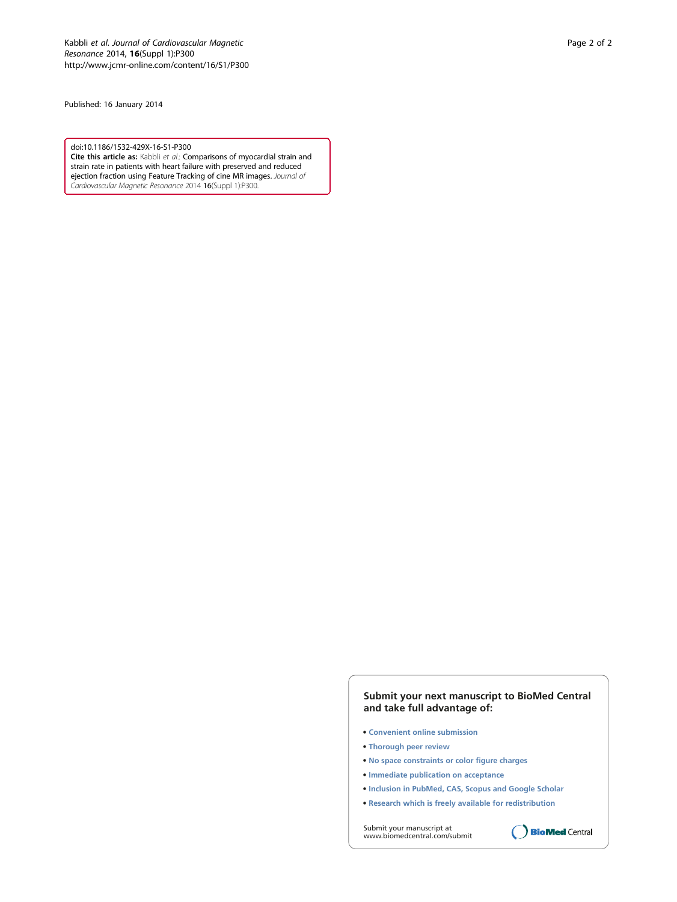Published: 16 January 2014

doi:10.1186/1532-429X-16-S1-P300
**Cite this article as:** Kabbli *et al.*: Comparisons of myocardial strain and strain rate in patients with heart failure with preserved and reduced ejection fraction using Feature Tracking of cine MR images. *Journal of Cardiovascular Magnetic Resonance* 2014 **16**(Suppl 1):P300.

**Submit your next manuscript to BioMed Central and take full advantage of:**

- **Convenient online submission**
- **Thorough peer review**
- **No space constraints or color figure charges**
- **Immediate publication on acceptance**
- **Inclusion in PubMed, CAS, Scopus and Google Scholar**
- **Research which is freely available for redistribution**

Submit your manuscript at
www.biomedcentral.com/submit

BioMed Central